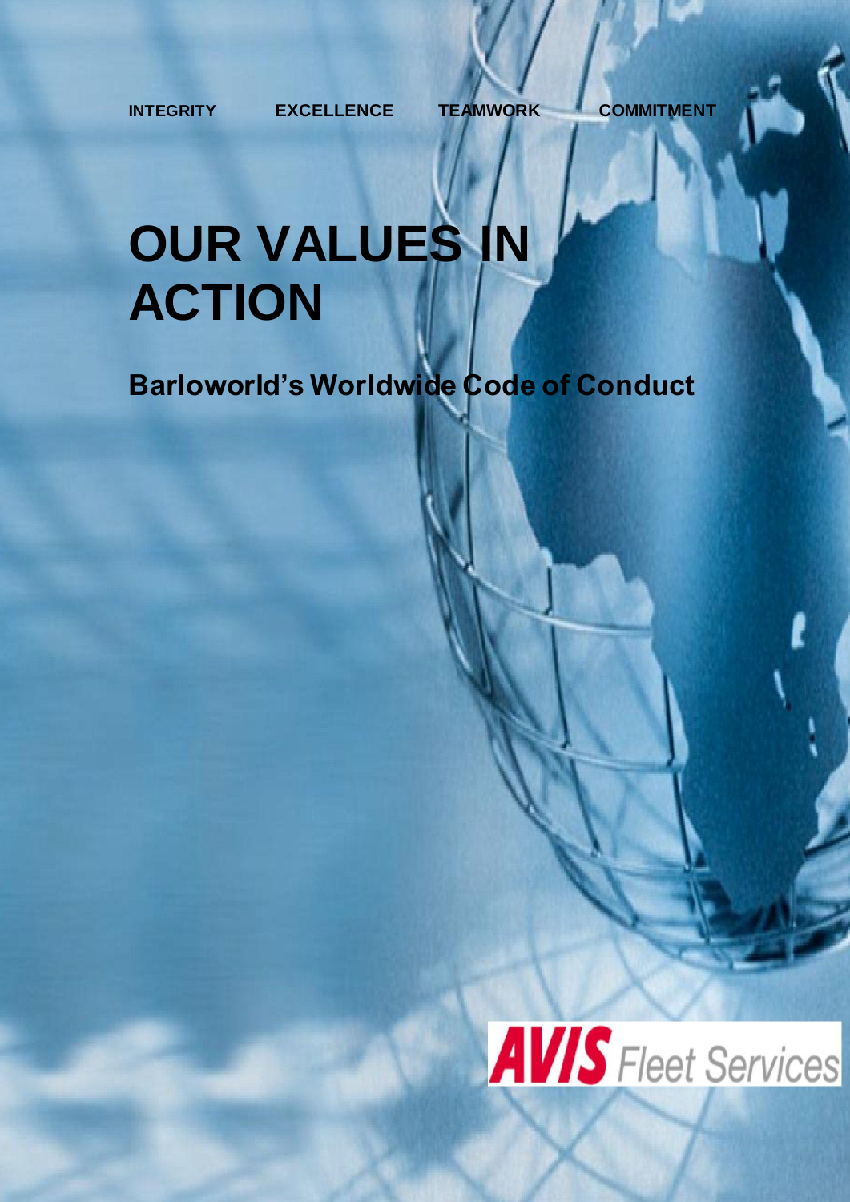INTEGRITY EXCELLENCE TEAMWORK COMMITMENT

# OUR VALUES IN ACTION

## Barloworld's Worldwide Code of Conduct

AVIS Fleet Services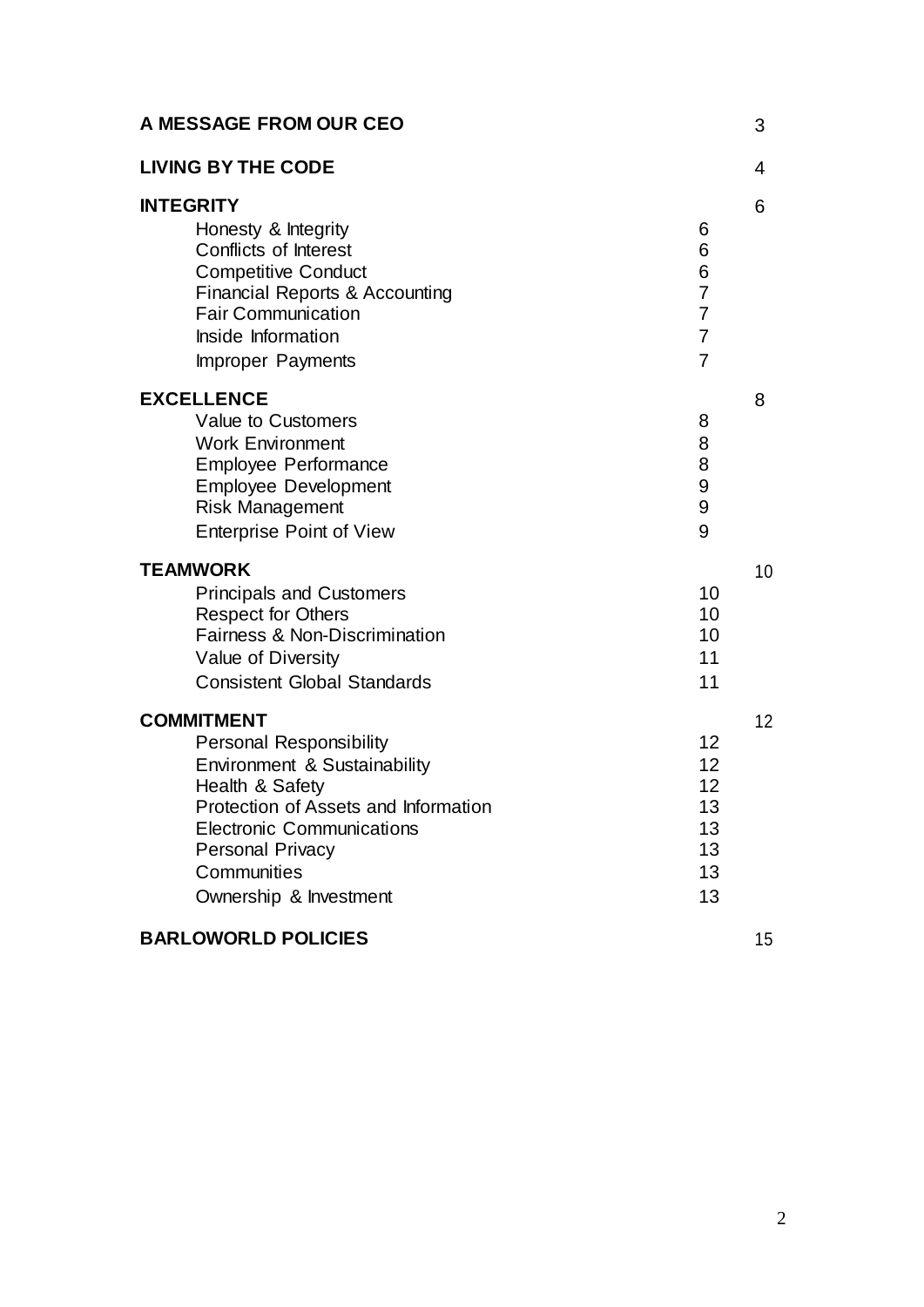| | | |
|---|---|---|
| **A MESSAGE FROM OUR CEO** | | 3 |
| **LIVING BY THE CODE** | | 4 |
| **INTEGRITY** | | 6 |
| Honesty & Integrity | 6 | |
| Conflicts of Interest | 6 | |
| Competitive Conduct | 6 | |
| Financial Reports & Accounting | 7 | |
| Fair Communication | 7 | |
| Inside Information | 7 | |
| Improper Payments | 7 | |
| **EXCELLENCE** | | 8 |
| Value to Customers | 8 | |
| Work Environment | 8 | |
| Employee Performance | 8 | |
| Employee Development | 9 | |
| Risk Management | 9 | |
| Enterprise Point of View | 9 | |
| **TEAMWORK** | | 10 |
| Principals and Customers | 10 | |
| Respect for Others | 10 | |
| Fairness & Non-Discrimination | 10 | |
| Value of Diversity | 11 | |
| Consistent Global Standards | 11 | |
| **COMMITMENT** | | 12 |
| Personal Responsibility | 12 | |
| Environment & Sustainability | 12 | |
| Health & Safety | 12 | |
| Protection of Assets and Information | 13 | |
| Electronic Communications | 13 | |
| Personal Privacy | 13 | |
| Communities | 13 | |
| Ownership & Investment | 13 | |
| **BARLOWORLD POLICIES** | | 15 |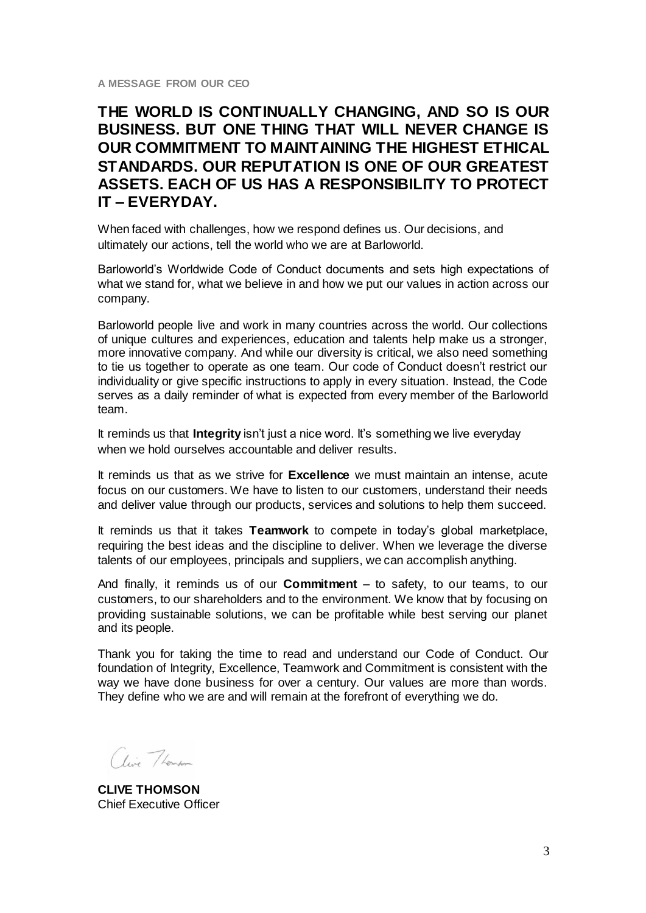**A MESSAGE FROM OUR CEO**

## THE WORLD IS CONTINUALLY CHANGING, AND SO IS OUR BUSINESS. BUT ONE THING THAT WILL NEVER CHANGE IS OUR COMMITMENT TO MAINTAINING THE HIGHEST ETHICAL STANDARDS. OUR REPUTATION IS ONE OF OUR GREATEST ASSETS. EACH OF US HAS A RESPONSIBILITY TO PROTECT IT – EVERYDAY.

When faced with challenges, how we respond defines us. Our decisions, and ultimately our actions, tell the world who we are at Barloworld.

Barloworld's Worldwide Code of Conduct documents and sets high expectations of what we stand for, what we believe in and how we put our values in action across our company.

Barloworld people live and work in many countries across the world. Our collections of unique cultures and experiences, education and talents help make us a stronger, more innovative company. And while our diversity is critical, we also need something to tie us together to operate as one team. Our code of Conduct doesn't restrict our individuality or give specific instructions to apply in every situation. Instead, the Code serves as a daily reminder of what is expected from every member of the Barloworld team.

It reminds us that **Integrity** isn't just a nice word. It's something we live everyday when we hold ourselves accountable and deliver results.

It reminds us that as we strive for **Excellence** we must maintain an intense, acute focus on our customers. We have to listen to our customers, understand their needs and deliver value through our products, services and solutions to help them succeed.

It reminds us that it takes **Teamwork** to compete in today's global marketplace, requiring the best ideas and the discipline to deliver. When we leverage the diverse talents of our employees, principals and suppliers, we can accomplish anything.

And finally, it reminds us of our **Commitment** – to safety, to our teams, to our customers, to our shareholders and to the environment. We know that by focusing on providing sustainable solutions, we can be profitable while best serving our planet and its people.

Thank you for taking the time to read and understand our Code of Conduct. Our foundation of Integrity, Excellence, Teamwork and Commitment is consistent with the way we have done business for over a century. Our values are more than words. They define who we are and will remain at the forefront of everything we do.

Clive Thomson

**CLIVE THOMSON**
Chief Executive Officer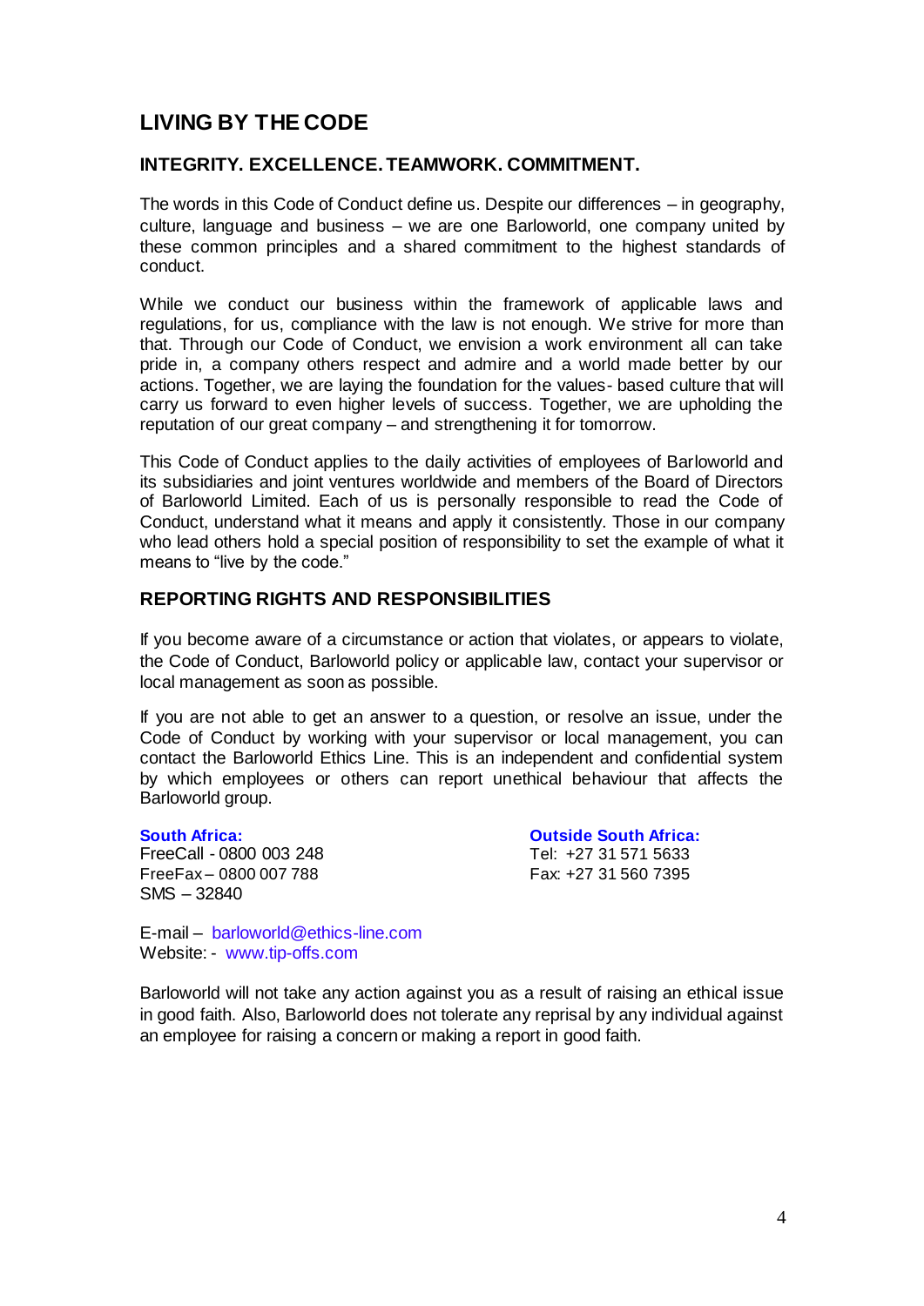# LIVING BY THE CODE

## INTEGRITY. EXCELLENCE. TEAMWORK. COMMITMENT.

The words in this Code of Conduct define us. Despite our differences – in geography, culture, language and business – we are one Barloworld, one company united by these common principles and a shared commitment to the highest standards of conduct.

While we conduct our business within the framework of applicable laws and regulations, for us, compliance with the law is not enough. We strive for more than that. Through our Code of Conduct, we envision a work environment all can take pride in, a company others respect and admire and a world made better by our actions. Together, we are laying the foundation for the values- based culture that will carry us forward to even higher levels of success. Together, we are upholding the reputation of our great company – and strengthening it for tomorrow.

This Code of Conduct applies to the daily activities of employees of Barloworld and its subsidiaries and joint ventures worldwide and members of the Board of Directors of Barloworld Limited. Each of us is personally responsible to read the Code of Conduct, understand what it means and apply it consistently. Those in our company who lead others hold a special position of responsibility to set the example of what it means to "live by the code."

## REPORTING RIGHTS AND RESPONSIBILITIES

If you become aware of a circumstance or action that violates, or appears to violate, the Code of Conduct, Barloworld policy or applicable law, contact your supervisor or local management as soon as possible.

If you are not able to get an answer to a question, or resolve an issue, under the Code of Conduct by working with your supervisor or local management, you can contact the Barloworld Ethics Line. This is an independent and confidential system by which employees or others can report unethical behaviour that affects the Barloworld group.

**South Africa:**
FreeCall - 0800 003 248
FreeFax – 0800 007 788
SMS – 32840

**Outside South Africa:**
Tel: +27 31 571 5633
Fax: +27 31 560 7395

E-mail – barloworld@ethics-line.com
Website: - www.tip-offs.com

Barloworld will not take any action against you as a result of raising an ethical issue in good faith. Also, Barloworld does not tolerate any reprisal by any individual against an employee for raising a concern or making a report in good faith.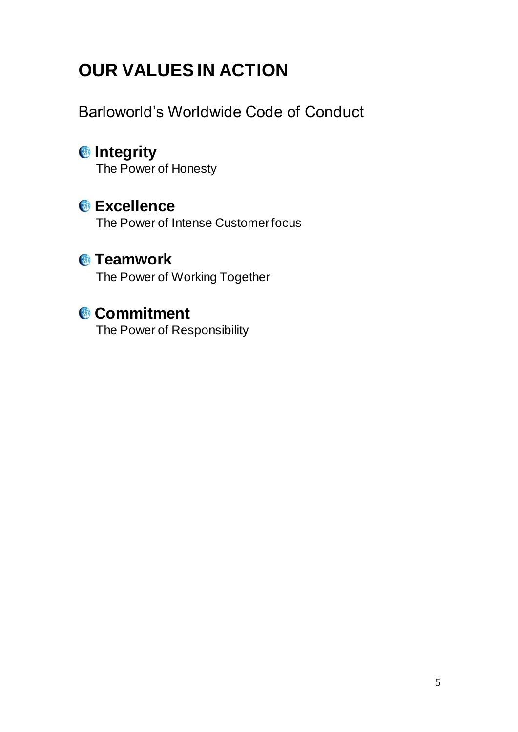# OUR VALUES IN ACTION

Barloworld's Worldwide Code of Conduct

- **Integrity**
  The Power of Honesty

- **Excellence**
  The Power of Intense Customer focus

- **Teamwork**
  The Power of Working Together

- **Commitment**
  The Power of Responsibility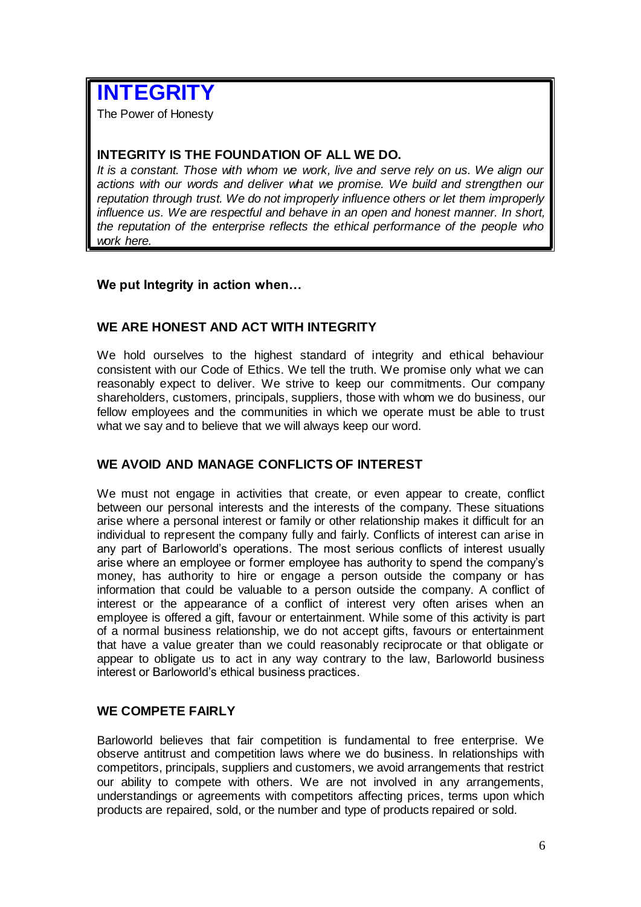# INTEGRITY

The Power of Honesty

### INTEGRITY IS THE FOUNDATION OF ALL WE DO.

*It is a constant. Those with whom we work, live and serve rely on us. We align our actions with our words and deliver what we promise. We build and strengthen our reputation through trust. We do not improperly influence others or let them improperly influence us. We are respectful and behave in an open and honest manner. In short, the reputation of the enterprise reflects the ethical performance of the people who work here.*

**We put Integrity in action when…**

### WE ARE HONEST AND ACT WITH INTEGRITY

We hold ourselves to the highest standard of integrity and ethical behaviour consistent with our Code of Ethics. We tell the truth. We promise only what we can reasonably expect to deliver. We strive to keep our commitments. Our company shareholders, customers, principals, suppliers, those with whom we do business, our fellow employees and the communities in which we operate must be able to trust what we say and to believe that we will always keep our word.

### WE AVOID AND MANAGE CONFLICTS OF INTEREST

We must not engage in activities that create, or even appear to create, conflict between our personal interests and the interests of the company. These situations arise where a personal interest or family or other relationship makes it difficult for an individual to represent the company fully and fairly. Conflicts of interest can arise in any part of Barloworld's operations. The most serious conflicts of interest usually arise where an employee or former employee has authority to spend the company's money, has authority to hire or engage a person outside the company or has information that could be valuable to a person outside the company. A conflict of interest or the appearance of a conflict of interest very often arises when an employee is offered a gift, favour or entertainment. While some of this activity is part of a normal business relationship, we do not accept gifts, favours or entertainment that have a value greater than we could reasonably reciprocate or that obligate or appear to obligate us to act in any way contrary to the law, Barloworld business interest or Barloworld's ethical business practices.

### WE COMPETE FAIRLY

Barloworld believes that fair competition is fundamental to free enterprise. We observe antitrust and competition laws where we do business. In relationships with competitors, principals, suppliers and customers, we avoid arrangements that restrict our ability to compete with others. We are not involved in any arrangements, understandings or agreements with competitors affecting prices, terms upon which products are repaired, sold, or the number and type of products repaired or sold.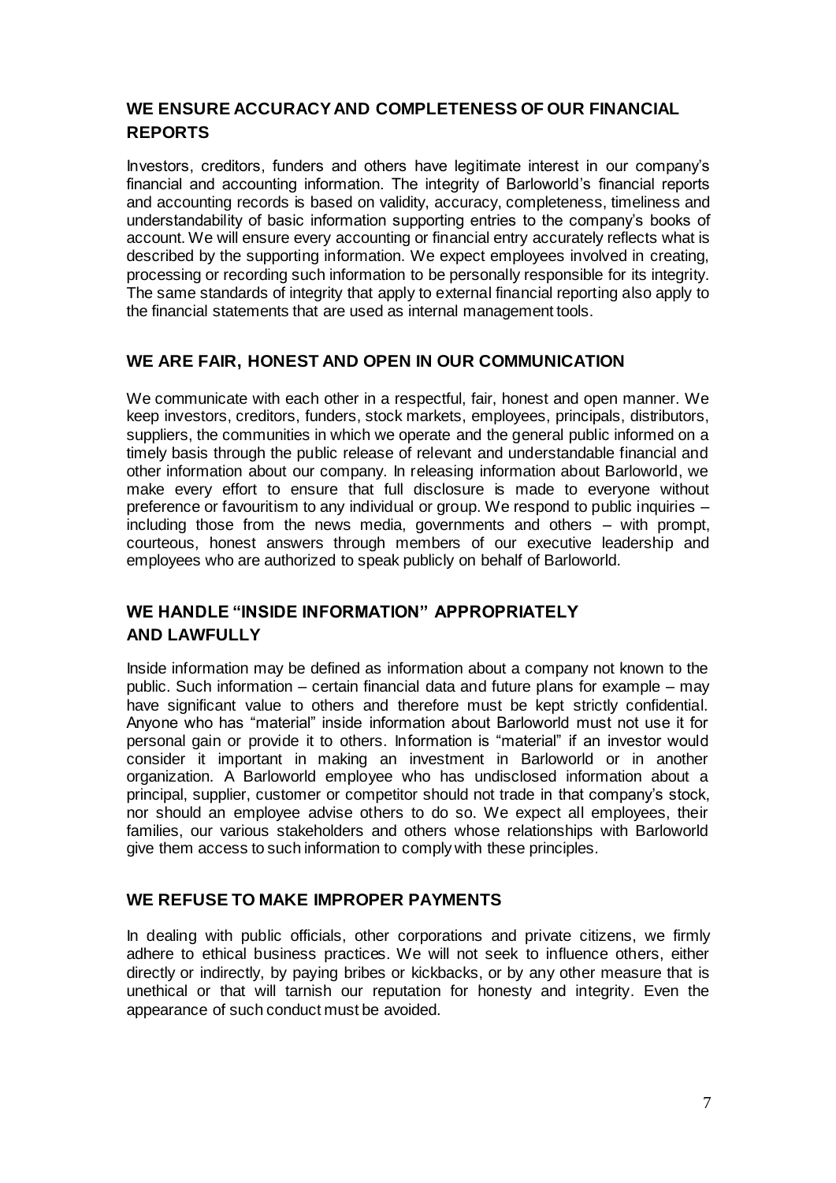## WE ENSURE ACCURACY AND COMPLETENESS OF OUR FINANCIAL REPORTS

Investors, creditors, funders and others have legitimate interest in our company's financial and accounting information. The integrity of Barloworld's financial reports and accounting records is based on validity, accuracy, completeness, timeliness and understandability of basic information supporting entries to the company's books of account. We will ensure every accounting or financial entry accurately reflects what is described by the supporting information. We expect employees involved in creating, processing or recording such information to be personally responsible for its integrity. The same standards of integrity that apply to external financial reporting also apply to the financial statements that are used as internal management tools.

## WE ARE FAIR, HONEST AND OPEN IN OUR COMMUNICATION

We communicate with each other in a respectful, fair, honest and open manner. We keep investors, creditors, funders, stock markets, employees, principals, distributors, suppliers, the communities in which we operate and the general public informed on a timely basis through the public release of relevant and understandable financial and other information about our company. In releasing information about Barloworld, we make every effort to ensure that full disclosure is made to everyone without preference or favouritism to any individual or group. We respond to public inquiries – including those from the news media, governments and others – with prompt, courteous, honest answers through members of our executive leadership and employees who are authorized to speak publicly on behalf of Barloworld.

## WE HANDLE "INSIDE INFORMATION" APPROPRIATELY AND LAWFULLY

Inside information may be defined as information about a company not known to the public. Such information – certain financial data and future plans for example – may have significant value to others and therefore must be kept strictly confidential. Anyone who has "material" inside information about Barloworld must not use it for personal gain or provide it to others. Information is "material" if an investor would consider it important in making an investment in Barloworld or in another organization. A Barloworld employee who has undisclosed information about a principal, supplier, customer or competitor should not trade in that company's stock, nor should an employee advise others to do so. We expect all employees, their families, our various stakeholders and others whose relationships with Barloworld give them access to such information to comply with these principles.

## WE REFUSE TO MAKE IMPROPER PAYMENTS

In dealing with public officials, other corporations and private citizens, we firmly adhere to ethical business practices. We will not seek to influence others, either directly or indirectly, by paying bribes or kickbacks, or by any other measure that is unethical or that will tarnish our reputation for honesty and integrity. Even the appearance of such conduct must be avoided.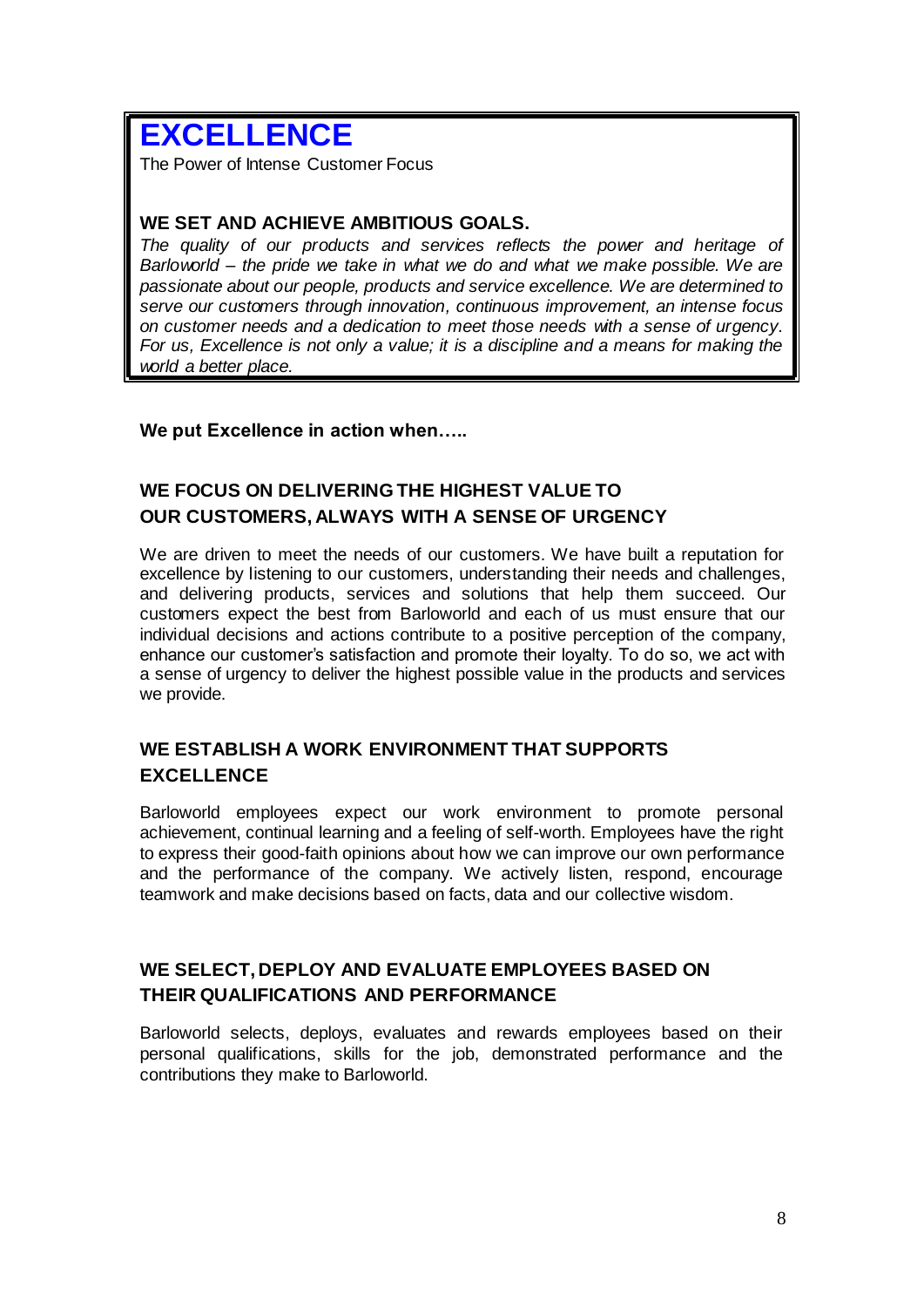# EXCELLENCE

The Power of Intense Customer Focus

### WE SET AND ACHIEVE AMBITIOUS GOALS.

*The quality of our products and services reflects the power and heritage of Barloworld – the pride we take in what we do and what we make possible. We are passionate about our people, products and service excellence. We are determined to serve our customers through innovation, continuous improvement, an intense focus on customer needs and a dedication to meet those needs with a sense of urgency. For us, Excellence is not only a value; it is a discipline and a means for making the world a better place.*

**We put Excellence in action when…..**

### WE FOCUS ON DELIVERING THE HIGHEST VALUE TO OUR CUSTOMERS, ALWAYS WITH A SENSE OF URGENCY

We are driven to meet the needs of our customers. We have built a reputation for excellence by listening to our customers, understanding their needs and challenges, and delivering products, services and solutions that help them succeed. Our customers expect the best from Barloworld and each of us must ensure that our individual decisions and actions contribute to a positive perception of the company, enhance our customer's satisfaction and promote their loyalty. To do so, we act with a sense of urgency to deliver the highest possible value in the products and services we provide.

### WE ESTABLISH A WORK ENVIRONMENT THAT SUPPORTS EXCELLENCE

Barloworld employees expect our work environment to promote personal achievement, continual learning and a feeling of self-worth. Employees have the right to express their good-faith opinions about how we can improve our own performance and the performance of the company. We actively listen, respond, encourage teamwork and make decisions based on facts, data and our collective wisdom.

### WE SELECT, DEPLOY AND EVALUATE EMPLOYEES BASED ON THEIR QUALIFICATIONS AND PERFORMANCE

Barloworld selects, deploys, evaluates and rewards employees based on their personal qualifications, skills for the job, demonstrated performance and the contributions they make to Barloworld.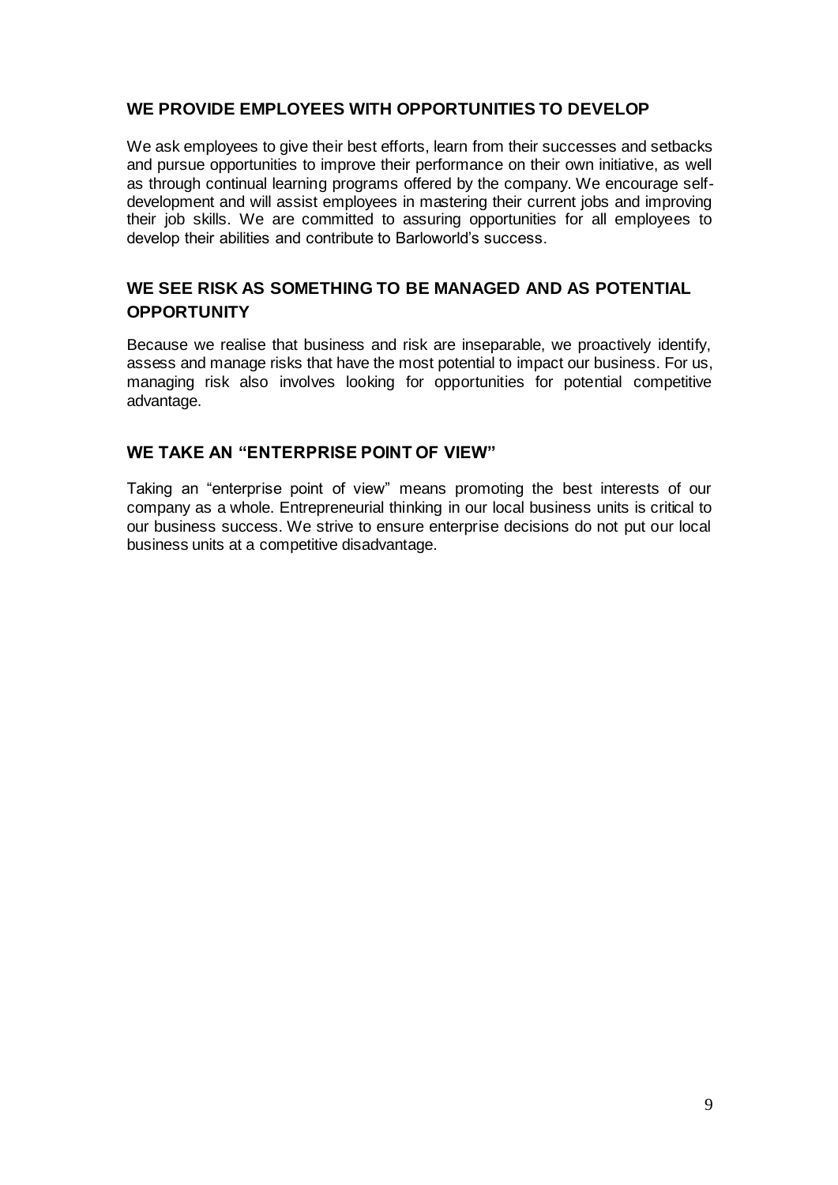## WE PROVIDE EMPLOYEES WITH OPPORTUNITIES TO DEVELOP

We ask employees to give their best efforts, learn from their successes and setbacks and pursue opportunities to improve their performance on their own initiative, as well as through continual learning programs offered by the company. We encourage self-development and will assist employees in mastering their current jobs and improving their job skills. We are committed to assuring opportunities for all employees to develop their abilities and contribute to Barloworld's success.

## WE SEE RISK AS SOMETHING TO BE MANAGED AND AS POTENTIAL OPPORTUNITY

Because we realise that business and risk are inseparable, we proactively identify, assess and manage risks that have the most potential to impact our business. For us, managing risk also involves looking for opportunities for potential competitive advantage.

## WE TAKE AN "ENTERPRISE POINT OF VIEW"

Taking an "enterprise point of view" means promoting the best interests of our company as a whole. Entrepreneurial thinking in our local business units is critical to our business success. We strive to ensure enterprise decisions do not put our local business units at a competitive disadvantage.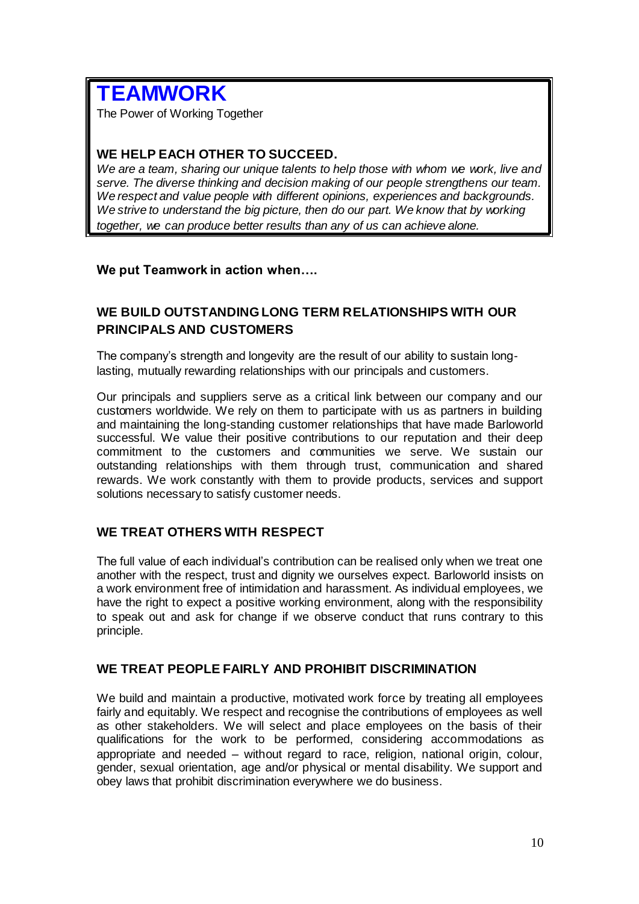# TEAMWORK

The Power of Working Together

## WE HELP EACH OTHER TO SUCCEED.

*We are a team, sharing our unique talents to help those with whom we work, live and serve. The diverse thinking and decision making of our people strengthens our team. We respect and value people with different opinions, experiences and backgrounds. We strive to understand the big picture, then do our part. We know that by working together, we can produce better results than any of us can achieve alone.*

**We put Teamwork in action when….**

### WE BUILD OUTSTANDING LONG TERM RELATIONSHIPS WITH OUR PRINCIPALS AND CUSTOMERS

The company's strength and longevity are the result of our ability to sustain long-lasting, mutually rewarding relationships with our principals and customers.

Our principals and suppliers serve as a critical link between our company and our customers worldwide. We rely on them to participate with us as partners in building and maintaining the long-standing customer relationships that have made Barloworld successful. We value their positive contributions to our reputation and their deep commitment to the customers and communities we serve. We sustain our outstanding relationships with them through trust, communication and shared rewards. We work constantly with them to provide products, services and support solutions necessary to satisfy customer needs.

### WE TREAT OTHERS WITH RESPECT

The full value of each individual's contribution can be realised only when we treat one another with the respect, trust and dignity we ourselves expect. Barloworld insists on a work environment free of intimidation and harassment. As individual employees, we have the right to expect a positive working environment, along with the responsibility to speak out and ask for change if we observe conduct that runs contrary to this principle.

### WE TREAT PEOPLE FAIRLY AND PROHIBIT DISCRIMINATION

We build and maintain a productive, motivated work force by treating all employees fairly and equitably. We respect and recognise the contributions of employees as well as other stakeholders. We will select and place employees on the basis of their qualifications for the work to be performed, considering accommodations as appropriate and needed – without regard to race, religion, national origin, colour, gender, sexual orientation, age and/or physical or mental disability. We support and obey laws that prohibit discrimination everywhere we do business.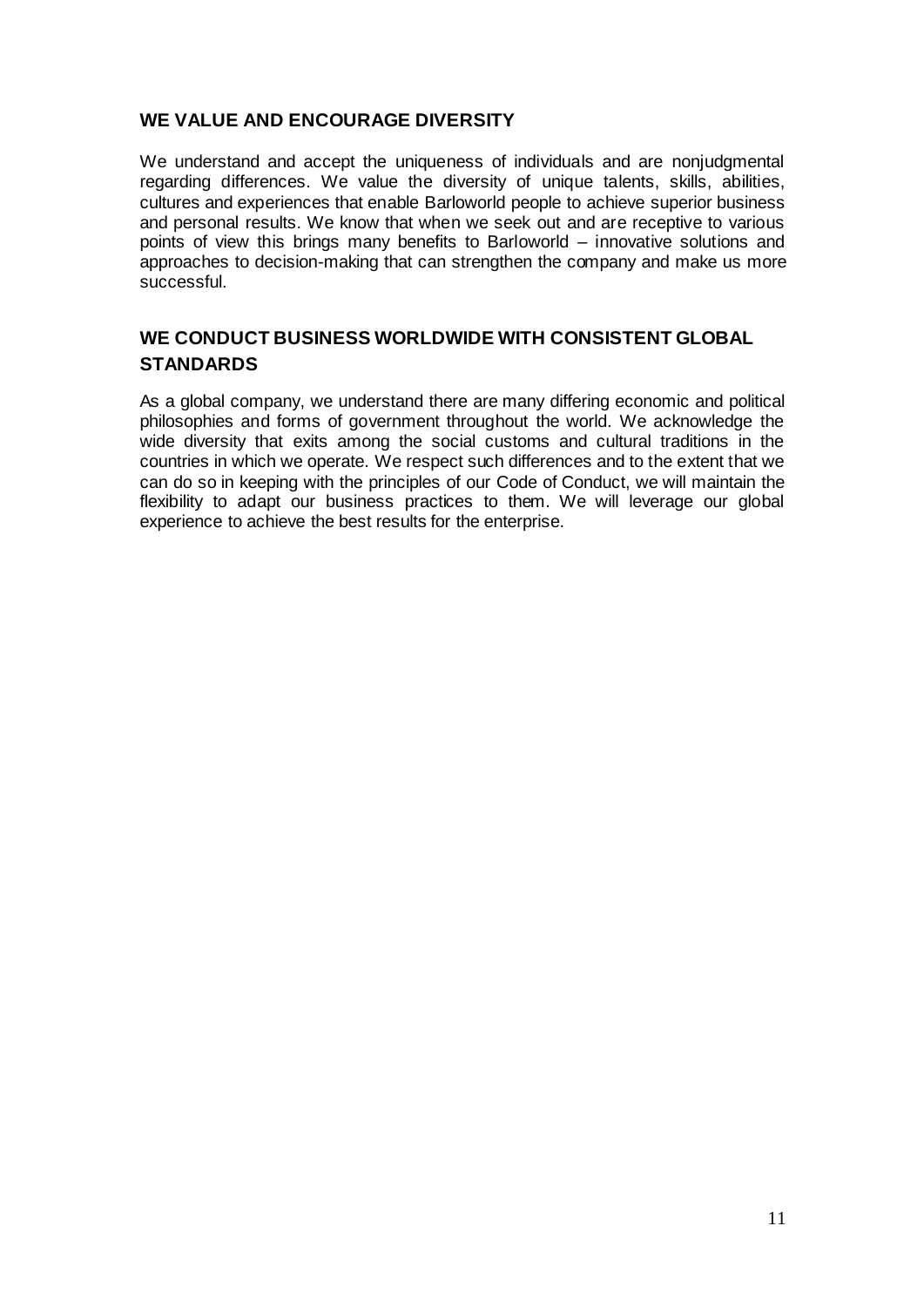## WE VALUE AND ENCOURAGE DIVERSITY

We understand and accept the uniqueness of individuals and are nonjudgmental regarding differences. We value the diversity of unique talents, skills, abilities, cultures and experiences that enable Barloworld people to achieve superior business and personal results. We know that when we seek out and are receptive to various points of view this brings many benefits to Barloworld – innovative solutions and approaches to decision-making that can strengthen the company and make us more successful.

## WE CONDUCT BUSINESS WORLDWIDE WITH CONSISTENT GLOBAL STANDARDS

As a global company, we understand there are many differing economic and political philosophies and forms of government throughout the world. We acknowledge the wide diversity that exits among the social customs and cultural traditions in the countries in which we operate. We respect such differences and to the extent that we can do so in keeping with the principles of our Code of Conduct, we will maintain the flexibility to adapt our business practices to them. We will leverage our global experience to achieve the best results for the enterprise.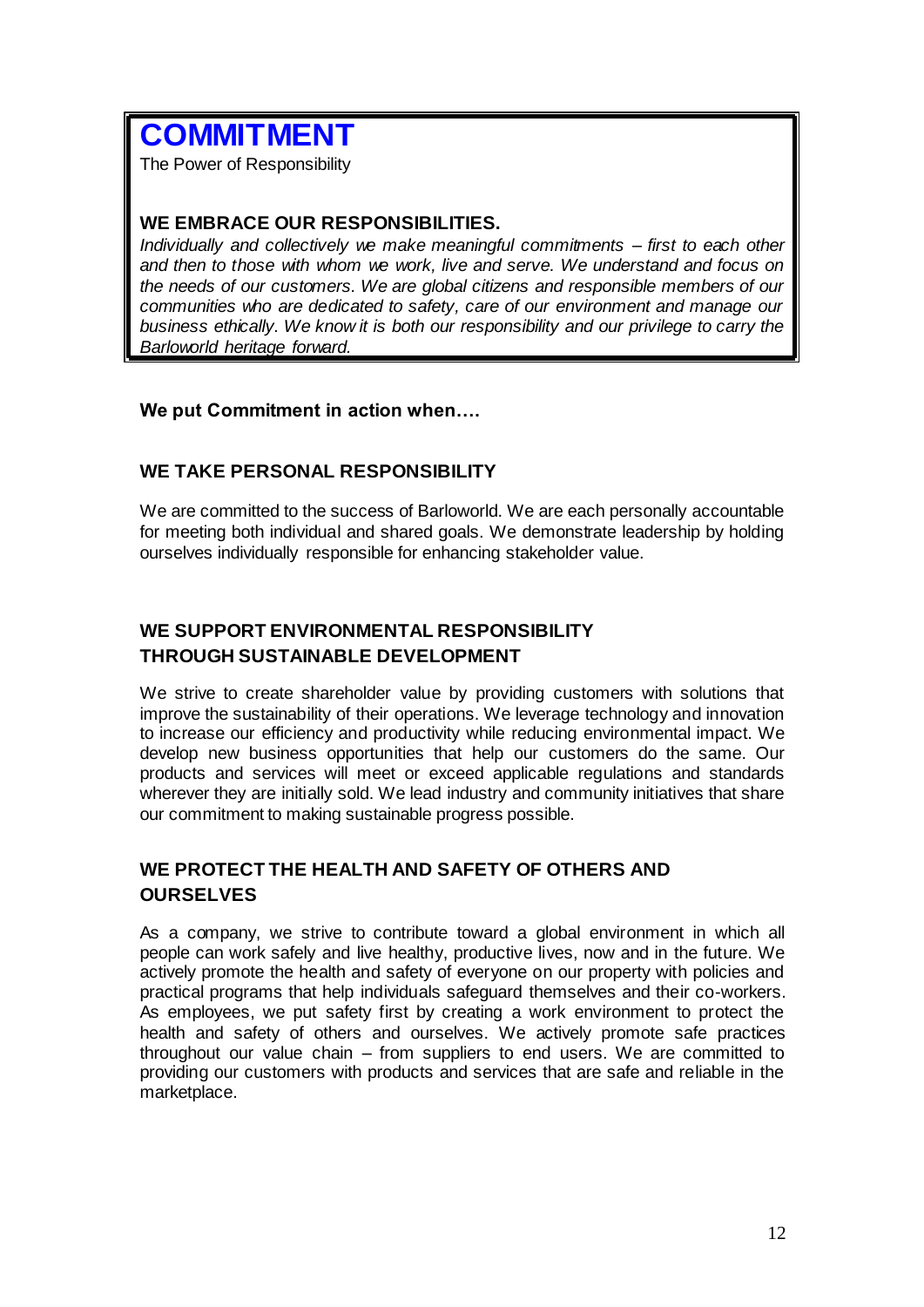# COMMITMENT

The Power of Responsibility

### WE EMBRACE OUR RESPONSIBILITIES.

*Individually and collectively we make meaningful commitments – first to each other and then to those with whom we work, live and serve. We understand and focus on the needs of our customers. We are global citizens and responsible members of our communities who are dedicated to safety, care of our environment and manage our business ethically. We know it is both our responsibility and our privilege to carry the Barloworld heritage forward.*

**We put Commitment in action when….**

### WE TAKE PERSONAL RESPONSIBILITY

We are committed to the success of Barloworld. We are each personally accountable for meeting both individual and shared goals. We demonstrate leadership by holding ourselves individually responsible for enhancing stakeholder value.

### WE SUPPORT ENVIRONMENTAL RESPONSIBILITY THROUGH SUSTAINABLE DEVELOPMENT

We strive to create shareholder value by providing customers with solutions that improve the sustainability of their operations. We leverage technology and innovation to increase our efficiency and productivity while reducing environmental impact. We develop new business opportunities that help our customers do the same. Our products and services will meet or exceed applicable regulations and standards wherever they are initially sold. We lead industry and community initiatives that share our commitment to making sustainable progress possible.

### WE PROTECT THE HEALTH AND SAFETY OF OTHERS AND OURSELVES

As a company, we strive to contribute toward a global environment in which all people can work safely and live healthy, productive lives, now and in the future. We actively promote the health and safety of everyone on our property with policies and practical programs that help individuals safeguard themselves and their co-workers. As employees, we put safety first by creating a work environment to protect the health and safety of others and ourselves. We actively promote safe practices throughout our value chain – from suppliers to end users. We are committed to providing our customers with products and services that are safe and reliable in the marketplace.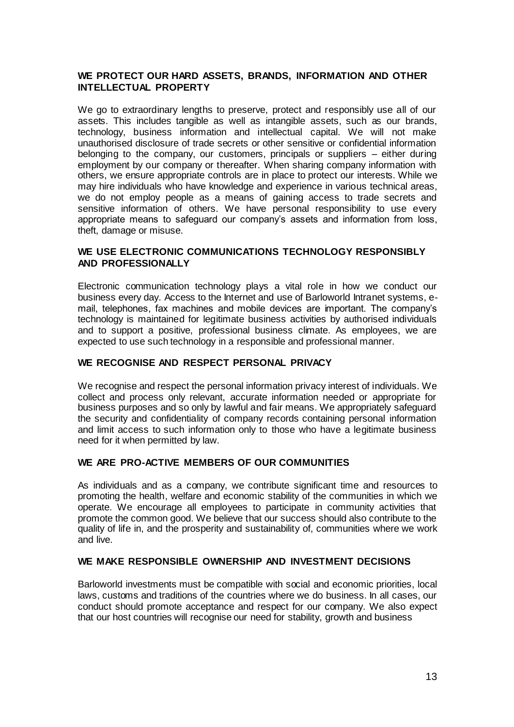## WE PROTECT OUR HARD ASSETS, BRANDS, INFORMATION AND OTHER INTELLECTUAL PROPERTY

We go to extraordinary lengths to preserve, protect and responsibly use all of our assets. This includes tangible as well as intangible assets, such as our brands, technology, business information and intellectual capital. We will not make unauthorised disclosure of trade secrets or other sensitive or confidential information belonging to the company, our customers, principals or suppliers – either during employment by our company or thereafter. When sharing company information with others, we ensure appropriate controls are in place to protect our interests. While we may hire individuals who have knowledge and experience in various technical areas, we do not employ people as a means of gaining access to trade secrets and sensitive information of others. We have personal responsibility to use every appropriate means to safeguard our company's assets and information from loss, theft, damage or misuse.

## WE USE ELECTRONIC COMMUNICATIONS TECHNOLOGY RESPONSIBLY AND PROFESSIONALLY

Electronic communication technology plays a vital role in how we conduct our business every day. Access to the Internet and use of Barloworld Intranet systems, e-mail, telephones, fax machines and mobile devices are important. The company's technology is maintained for legitimate business activities by authorised individuals and to support a positive, professional business climate. As employees, we are expected to use such technology in a responsible and professional manner.

## WE RECOGNISE AND RESPECT PERSONAL PRIVACY

We recognise and respect the personal information privacy interest of individuals. We collect and process only relevant, accurate information needed or appropriate for business purposes and so only by lawful and fair means. We appropriately safeguard the security and confidentiality of company records containing personal information and limit access to such information only to those who have a legitimate business need for it when permitted by law.

## WE ARE PRO-ACTIVE MEMBERS OF OUR COMMUNITIES

As individuals and as a company, we contribute significant time and resources to promoting the health, welfare and economic stability of the communities in which we operate. We encourage all employees to participate in community activities that promote the common good. We believe that our success should also contribute to the quality of life in, and the prosperity and sustainability of, communities where we work and live.

## WE MAKE RESPONSIBLE OWNERSHIP AND INVESTMENT DECISIONS

Barloworld investments must be compatible with social and economic priorities, local laws, customs and traditions of the countries where we do business. In all cases, our conduct should promote acceptance and respect for our company. We also expect that our host countries will recognise our need for stability, growth and business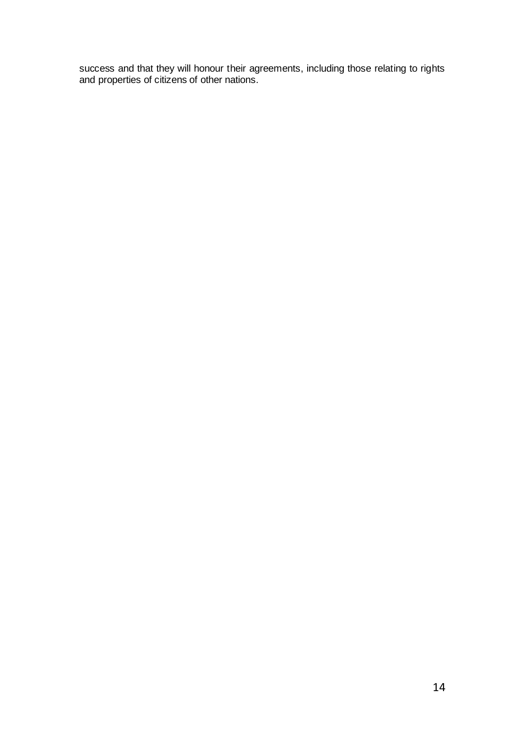success and that they will honour their agreements, including those relating to rights and properties of citizens of other nations.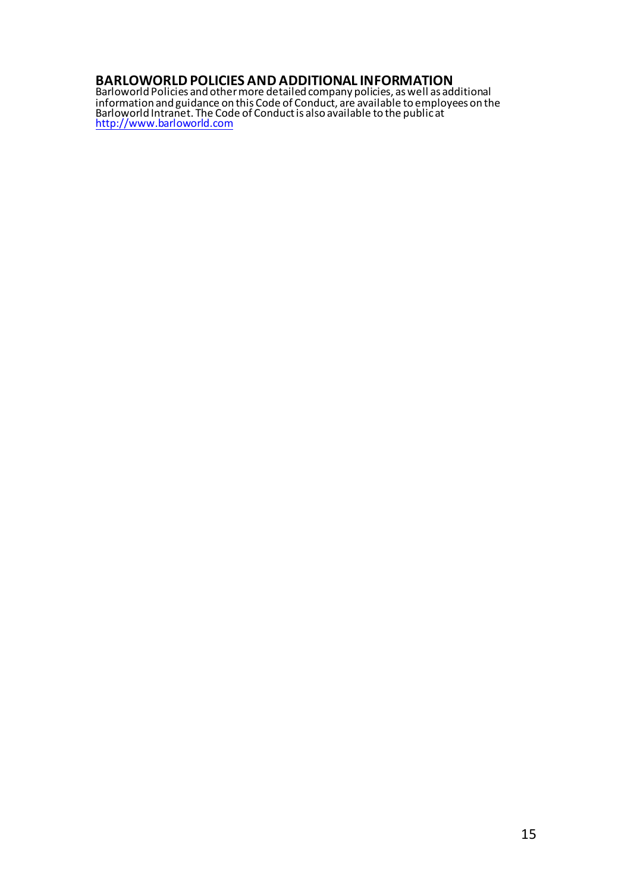## BARLOWORLD POLICIES AND ADDITIONAL INFORMATION

Barloworld Policies and other more detailed company policies, as well as additional information and guidance on this Code of Conduct, are available to employees on the Barloworld Intranet. The Code of Conduct is also available to the public at http://www.barloworld.com